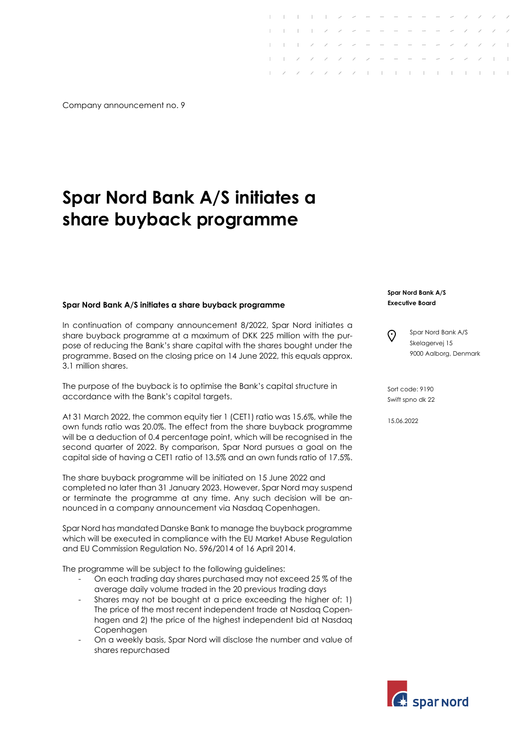Company announcement no. 9

# Spar Nord Bank A/S initiates a share buyback programme

**Spar Nord Bank A/S**
**Executive Board**

Spar Nord Bank A/S
Skelagervej 15
9000 Aalborg, Denmark

Sort code: 9190
Swift spno dk 22

15.06.2022

### Spar Nord Bank A/S initiates a share buyback programme

In continuation of company announcement 8/2022, Spar Nord initiates a share buyback programme at a maximum of DKK 225 million with the purpose of reducing the Bank's share capital with the shares bought under the programme. Based on the closing price on 14 June 2022, this equals approx. 3.1 million shares.

The purpose of the buyback is to optimise the Bank's capital structure in accordance with the Bank's capital targets.

At 31 March 2022, the common equity tier 1 (CET1) ratio was 15.6%, while the own funds ratio was 20.0%. The effect from the share buyback programme will be a deduction of 0.4 percentage point, which will be recognised in the second quarter of 2022. By comparison, Spar Nord pursues a goal on the capital side of having a CET1 ratio of 13.5% and an own funds ratio of 17.5%.

The share buyback programme will be initiated on 15 June 2022 and completed no later than 31 January 2023. However, Spar Nord may suspend or terminate the programme at any time. Any such decision will be announced in a company announcement via Nasdaq Copenhagen.

Spar Nord has mandated Danske Bank to manage the buyback programme which will be executed in compliance with the EU Market Abuse Regulation and EU Commission Regulation No. 596/2014 of 16 April 2014.

The programme will be subject to the following guidelines:

- On each trading day shares purchased may not exceed 25 % of the average daily volume traded in the 20 previous trading days
- Shares may not be bought at a price exceeding the higher of: 1) The price of the most recent independent trade at Nasdaq Copenhagen and 2) the price of the highest independent bid at Nasdaq Copenhagen
- On a weekly basis, Spar Nord will disclose the number and value of shares repurchased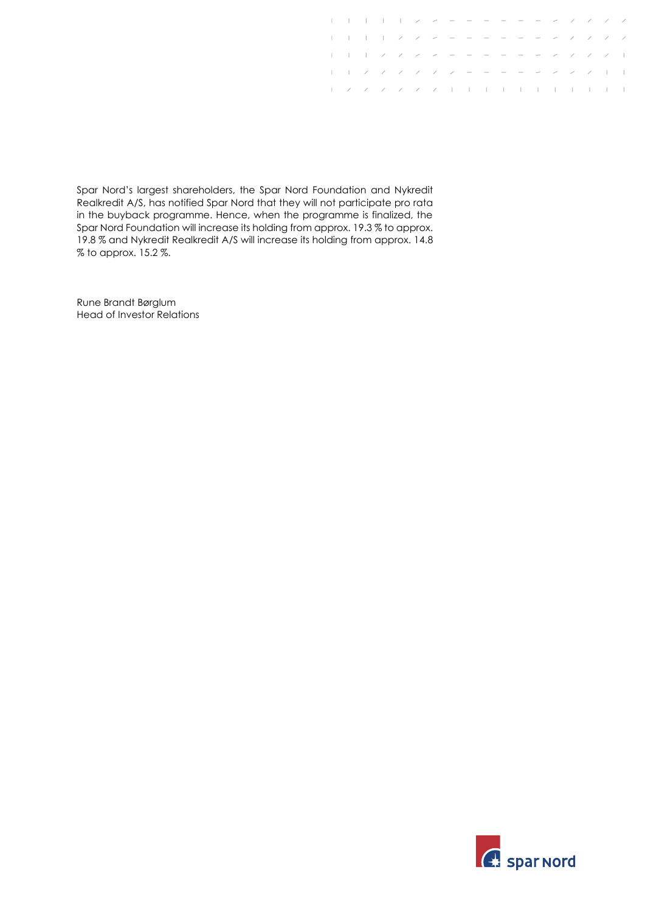Spar Nord's largest shareholders, the Spar Nord Foundation and Nykredit Realkredit A/S, has notified Spar Nord that they will not participate pro rata in the buyback programme. Hence, when the programme is finalized, the Spar Nord Foundation will increase its holding from approx. 19.3 % to approx. 19.8 % and Nykredit Realkredit A/S will increase its holding from approx. 14.8 % to approx. 15.2 %.

Rune Brandt Børglum
Head of Investor Relations